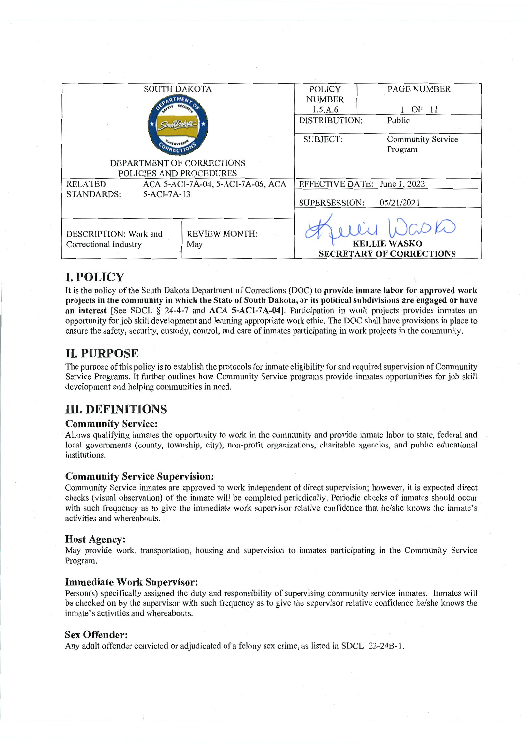| SOUTH DAKOTA DEPARTMENT OF CORRECTIONS POLICIES AND PROCEDURES | | POLICY NUMBER 1.5.A.6 | PAGE NUMBER 1 OF 11 |
|---|---|---|---|
| | | DISTRIBUTION: | Public |
| | | SUBJECT: | Community Service Program |
| RELATED STANDARDS: | ACA 5-ACI-7A-04, 5-ACI-7A-06, ACA 5-ACI-7A-13 | EFFECTIVE DATE: | June 1, 2022 |
| | | SUPERSESSION: | 05/21/2021 |
| DESCRIPTION: Work and Correctional Industry | REVIEW MONTH: May | KELLIE WASKO SECRETARY OF CORRECTIONS | |

# I. POLICY

It is the policy of the South Dakota Department of Corrections (DOC) to **provide inmate labor for approved work projects in the community in which the State of South Dakota, or its political subdivisions are engaged or have an interest** [See SDCL § 24-4-7 and **ACA 5-ACI-7A-04**]. Participation in work projects provides inmates an opportunity for job skill development and learning appropriate work ethic. The DOC shall have provisions in place to ensure the safety, security, custody, control, and care of inmates participating in work projects in the community.

# II. PURPOSE

The purpose of this policy is to establish the protocols for inmate eligibility for and required supervision of Community Service Programs. It further outlines how Community Service programs provide inmates opportunities for job skill development and helping communities in need.

# III. DEFINITIONS

### Community Service:

Allows qualifying inmates the opportunity to work in the community and provide inmate labor to state, federal and local governments (county, township, city), non-profit organizations, charitable agencies, and public educational institutions.

### Community Service Supervision:

Community Service inmates are approved to work independent of direct supervision; however, it is expected direct checks (visual observation) of the inmate will be completed periodically. Periodic checks of inmates should occur with such frequency as to give the immediate work supervisor relative confidence that he/she knows the inmate's activities and whereabouts.

### Host Agency:

May provide work, transportation, housing and supervision to inmates participating in the Community Service Program.

### Immediate Work Supervisor:

Person(s) specifically assigned the duty and responsibility of supervising community service inmates. Inmates will be checked on by the supervisor with such frequency as to give the supervisor relative confidence he/she knows the inmate's activities and whereabouts.

### Sex Offender:

Any adult offender convicted or adjudicated of a felony sex crime, as listed in SDCL 22-24B-1.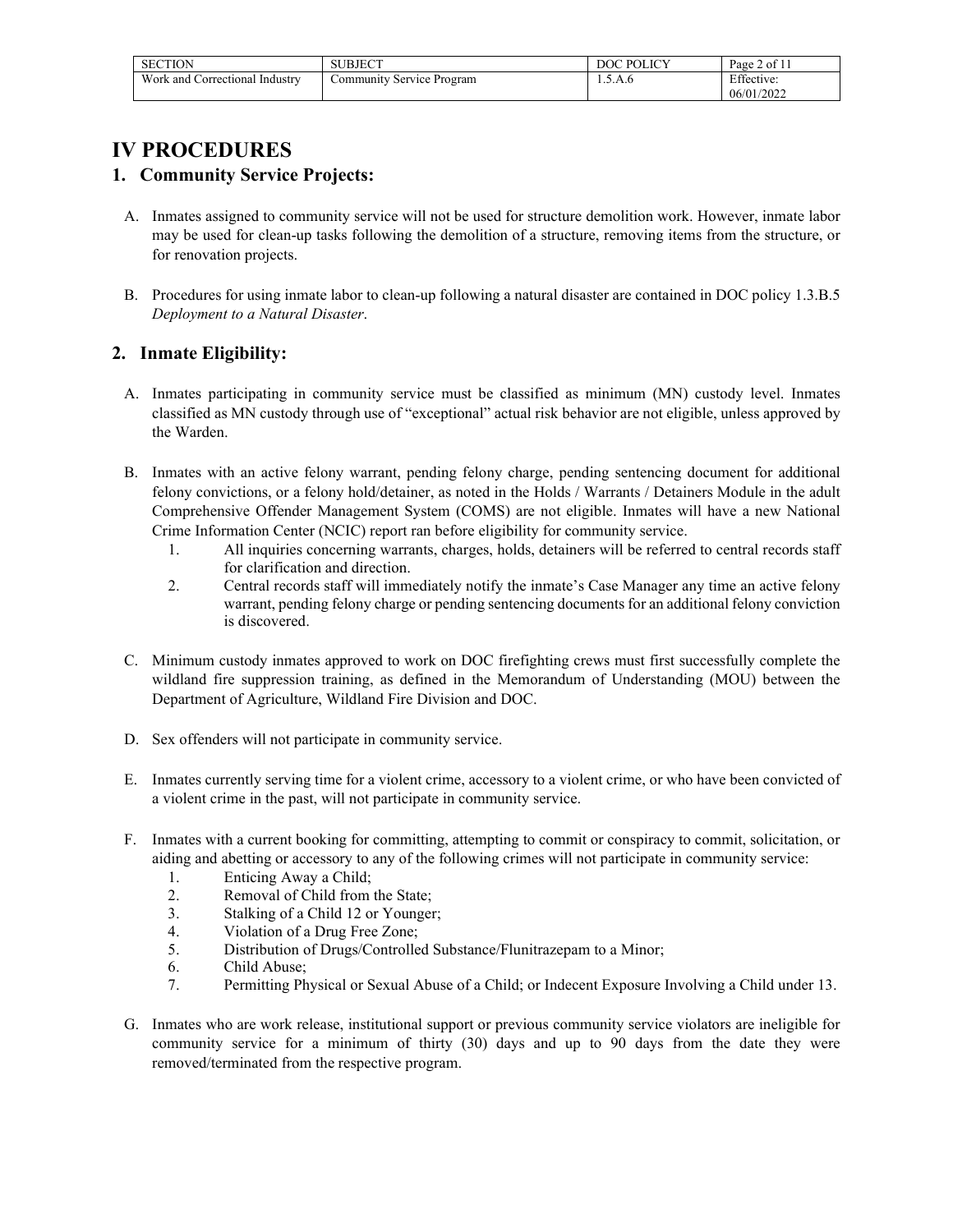# IV PROCEDURES

## 1. Community Service Projects:

A. Inmates assigned to community service will not be used for structure demolition work. However, inmate labor may be used for clean-up tasks following the demolition of a structure, removing items from the structure, or for renovation projects.

B. Procedures for using inmate labor to clean-up following a natural disaster are contained in DOC policy 1.3.B.5 *Deployment to a Natural Disaster*.

## 2. Inmate Eligibility:

A. Inmates participating in community service must be classified as minimum (MN) custody level. Inmates classified as MN custody through use of "exceptional" actual risk behavior are not eligible, unless approved by the Warden.

B. Inmates with an active felony warrant, pending felony charge, pending sentencing document for additional felony convictions, or a felony hold/detainer, as noted in the Holds / Warrants / Detainers Module in the adult Comprehensive Offender Management System (COMS) are not eligible. Inmates will have a new National Crime Information Center (NCIC) report ran before eligibility for community service.

1. All inquiries concerning warrants, charges, holds, detainers will be referred to central records staff for clarification and direction.
2. Central records staff will immediately notify the inmate's Case Manager any time an active felony warrant, pending felony charge or pending sentencing documents for an additional felony conviction is discovered.

C. Minimum custody inmates approved to work on DOC firefighting crews must first successfully complete the wildland fire suppression training, as defined in the Memorandum of Understanding (MOU) between the Department of Agriculture, Wildland Fire Division and DOC.

D. Sex offenders will not participate in community service.

E. Inmates currently serving time for a violent crime, accessory to a violent crime, or who have been convicted of a violent crime in the past, will not participate in community service.

F. Inmates with a current booking for committing, attempting to commit or conspiracy to commit, solicitation, or aiding and abetting or accessory to any of the following crimes will not participate in community service:

1. Enticing Away a Child;
2. Removal of Child from the State;
3. Stalking of a Child 12 or Younger;
4. Violation of a Drug Free Zone;
5. Distribution of Drugs/Controlled Substance/Flunitrazepam to a Minor;
6. Child Abuse;
7. Permitting Physical or Sexual Abuse of a Child; or Indecent Exposure Involving a Child under 13.

G. Inmates who are work release, institutional support or previous community service violators are ineligible for community service for a minimum of thirty (30) days and up to 90 days from the date they were removed/terminated from the respective program.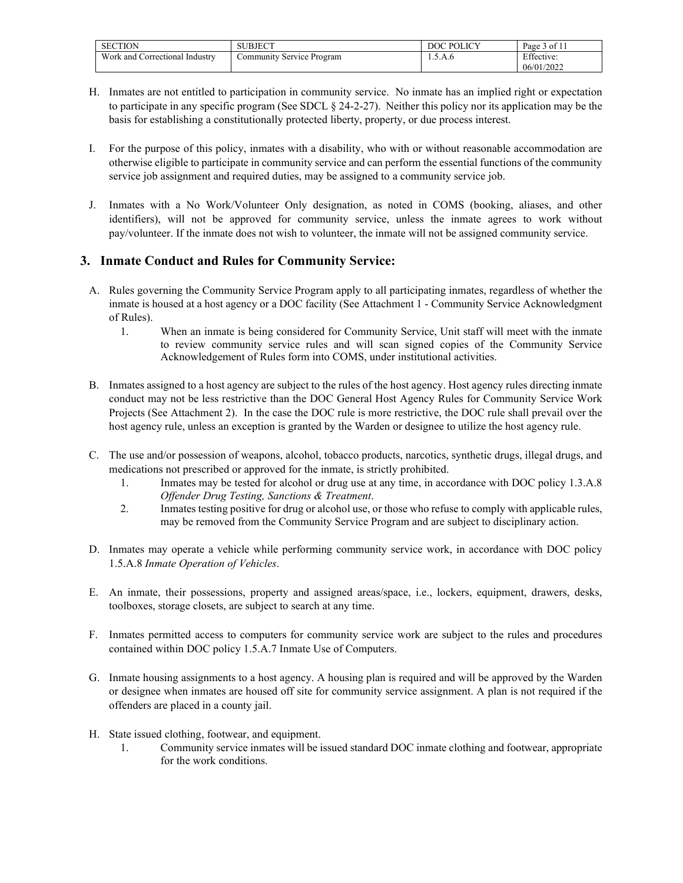H. Inmates are not entitled to participation in community service. No inmate has an implied right or expectation to participate in any specific program (See SDCL § 24-2-27). Neither this policy nor its application may be the basis for establishing a constitutionally protected liberty, property, or due process interest.

I. For the purpose of this policy, inmates with a disability, who with or without reasonable accommodation are otherwise eligible to participate in community service and can perform the essential functions of the community service job assignment and required duties, may be assigned to a community service job.

J. Inmates with a No Work/Volunteer Only designation, as noted in COMS (booking, aliases, and other identifiers), will not be approved for community service, unless the inmate agrees to work without pay/volunteer. If the inmate does not wish to volunteer, the inmate will not be assigned community service.

## 3. Inmate Conduct and Rules for Community Service:

A. Rules governing the Community Service Program apply to all participating inmates, regardless of whether the inmate is housed at a host agency or a DOC facility (See Attachment 1 - Community Service Acknowledgment of Rules).

1. When an inmate is being considered for Community Service, Unit staff will meet with the inmate to review community service rules and will scan signed copies of the Community Service Acknowledgement of Rules form into COMS, under institutional activities.

B. Inmates assigned to a host agency are subject to the rules of the host agency. Host agency rules directing inmate conduct may not be less restrictive than the DOC General Host Agency Rules for Community Service Work Projects (See Attachment 2). In the case the DOC rule is more restrictive, the DOC rule shall prevail over the host agency rule, unless an exception is granted by the Warden or designee to utilize the host agency rule.

C. The use and/or possession of weapons, alcohol, tobacco products, narcotics, synthetic drugs, illegal drugs, and medications not prescribed or approved for the inmate, is strictly prohibited.

1. Inmates may be tested for alcohol or drug use at any time, in accordance with DOC policy 1.3.A.8 *Offender Drug Testing, Sanctions & Treatment*.
2. Inmates testing positive for drug or alcohol use, or those who refuse to comply with applicable rules, may be removed from the Community Service Program and are subject to disciplinary action.

D. Inmates may operate a vehicle while performing community service work, in accordance with DOC policy 1.5.A.8 *Inmate Operation of Vehicles*.

E. An inmate, their possessions, property and assigned areas/space, i.e., lockers, equipment, drawers, desks, toolboxes, storage closets, are subject to search at any time.

F. Inmates permitted access to computers for community service work are subject to the rules and procedures contained within DOC policy 1.5.A.7 Inmate Use of Computers.

G. Inmate housing assignments to a host agency. A housing plan is required and will be approved by the Warden or designee when inmates are housed off site for community service assignment. A plan is not required if the offenders are placed in a county jail.

H. State issued clothing, footwear, and equipment.

1. Community service inmates will be issued standard DOC inmate clothing and footwear, appropriate for the work conditions.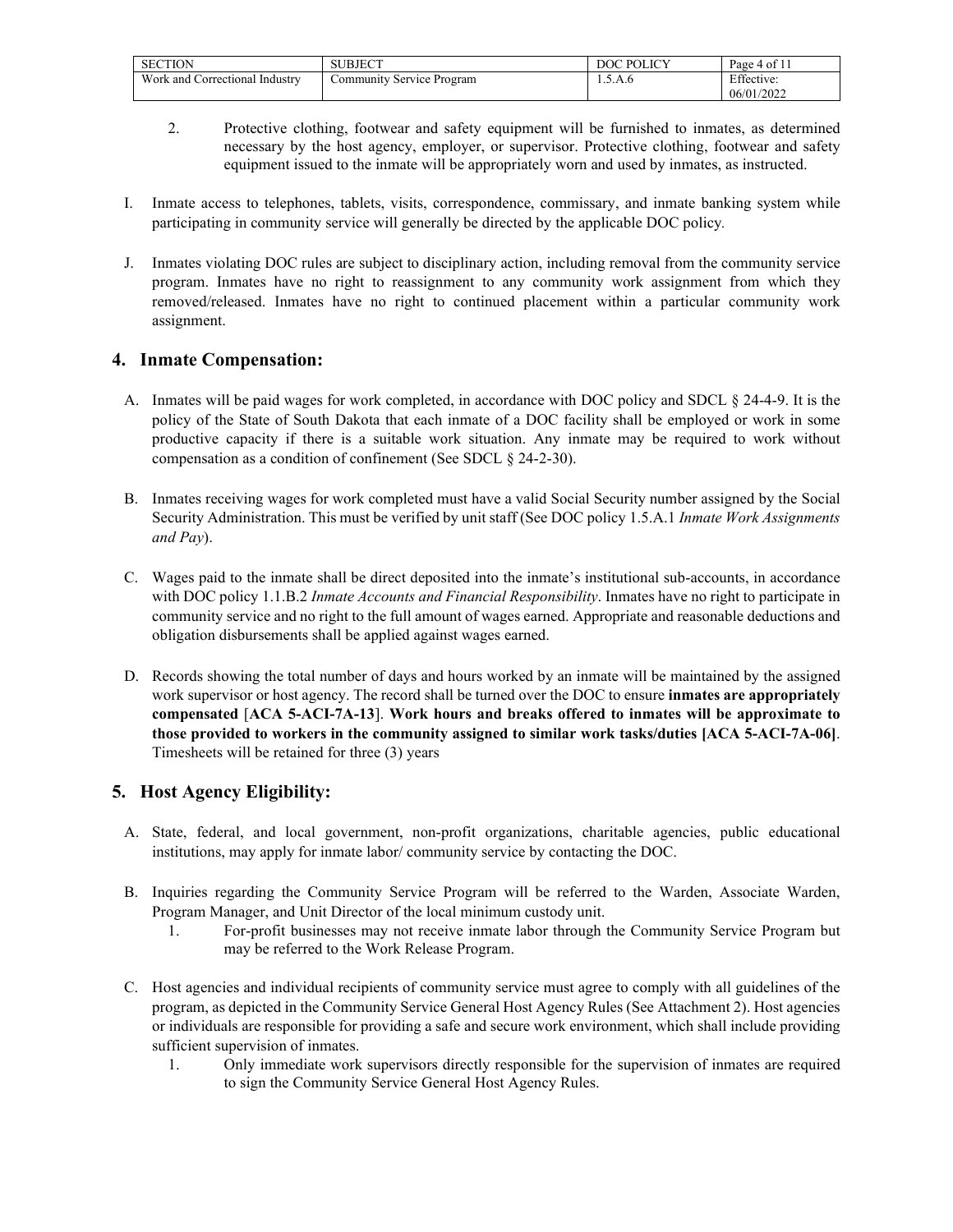2. Protective clothing, footwear and safety equipment will be furnished to inmates, as determined necessary by the host agency, employer, or supervisor. Protective clothing, footwear and safety equipment issued to the inmate will be appropriately worn and used by inmates, as instructed.

I. Inmate access to telephones, tablets, visits, correspondence, commissary, and inmate banking system while participating in community service will generally be directed by the applicable DOC policy.

J. Inmates violating DOC rules are subject to disciplinary action, including removal from the community service program. Inmates have no right to reassignment to any community work assignment from which they removed/released. Inmates have no right to continued placement within a particular community work assignment.

## 4. Inmate Compensation:

A. Inmates will be paid wages for work completed, in accordance with DOC policy and SDCL § 24-4-9. It is the policy of the State of South Dakota that each inmate of a DOC facility shall be employed or work in some productive capacity if there is a suitable work situation. Any inmate may be required to work without compensation as a condition of confinement (See SDCL § 24-2-30).

B. Inmates receiving wages for work completed must have a valid Social Security number assigned by the Social Security Administration. This must be verified by unit staff (See DOC policy 1.5.A.1 *Inmate Work Assignments and Pay*).

C. Wages paid to the inmate shall be direct deposited into the inmate's institutional sub-accounts, in accordance with DOC policy 1.1.B.2 *Inmate Accounts and Financial Responsibility*. Inmates have no right to participate in community service and no right to the full amount of wages earned. Appropriate and reasonable deductions and obligation disbursements shall be applied against wages earned.

D. Records showing the total number of days and hours worked by an inmate will be maintained by the assigned work supervisor or host agency. The record shall be turned over the DOC to ensure **inmates are appropriately compensated** [**ACA 5-ACI-7A-13**]. **Work hours and breaks offered to inmates will be approximate to those provided to workers in the community assigned to similar work tasks/duties [ACA 5-ACI-7A-06]**. Timesheets will be retained for three (3) years

## 5. Host Agency Eligibility:

A. State, federal, and local government, non-profit organizations, charitable agencies, public educational institutions, may apply for inmate labor/ community service by contacting the DOC.

B. Inquiries regarding the Community Service Program will be referred to the Warden, Associate Warden, Program Manager, and Unit Director of the local minimum custody unit.
   1. For-profit businesses may not receive inmate labor through the Community Service Program but may be referred to the Work Release Program.

C. Host agencies and individual recipients of community service must agree to comply with all guidelines of the program, as depicted in the Community Service General Host Agency Rules (See Attachment 2). Host agencies or individuals are responsible for providing a safe and secure work environment, which shall include providing sufficient supervision of inmates.
   1. Only immediate work supervisors directly responsible for the supervision of inmates are required to sign the Community Service General Host Agency Rules.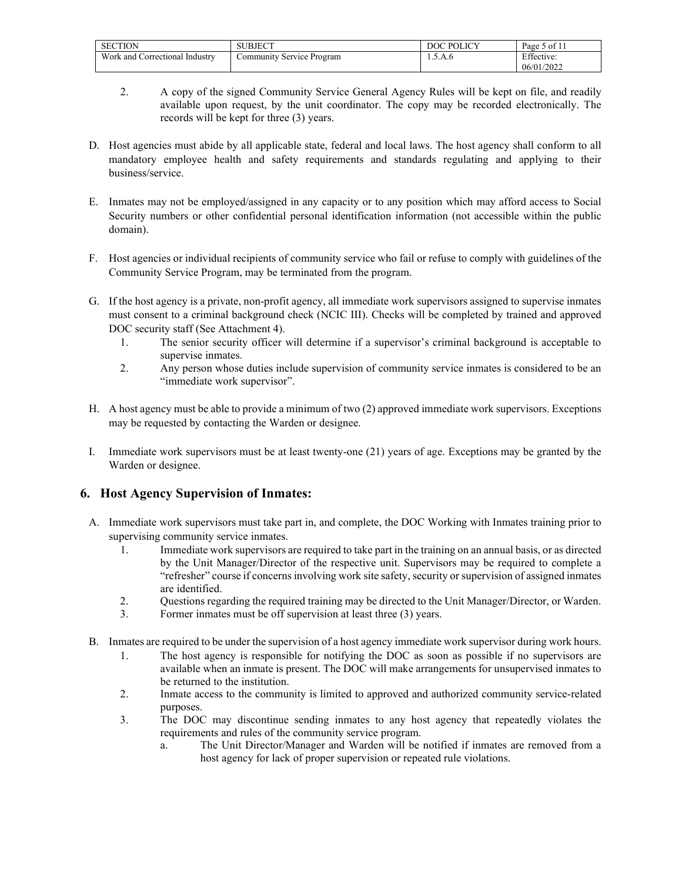2. A copy of the signed Community Service General Agency Rules will be kept on file, and readily available upon request, by the unit coordinator. The copy may be recorded electronically. The records will be kept for three (3) years.

D. Host agencies must abide by all applicable state, federal and local laws. The host agency shall conform to all mandatory employee health and safety requirements and standards regulating and applying to their business/service.

E. Inmates may not be employed/assigned in any capacity or to any position which may afford access to Social Security numbers or other confidential personal identification information (not accessible within the public domain).

F. Host agencies or individual recipients of community service who fail or refuse to comply with guidelines of the Community Service Program, may be terminated from the program.

G. If the host agency is a private, non-profit agency, all immediate work supervisors assigned to supervise inmates must consent to a criminal background check (NCIC III). Checks will be completed by trained and approved DOC security staff (See Attachment 4).
   1. The senior security officer will determine if a supervisor's criminal background is acceptable to supervise inmates.
   2. Any person whose duties include supervision of community service inmates is considered to be an "immediate work supervisor".

H. A host agency must be able to provide a minimum of two (2) approved immediate work supervisors. Exceptions may be requested by contacting the Warden or designee.

I. Immediate work supervisors must be at least twenty-one (21) years of age. Exceptions may be granted by the Warden or designee.

## 6. Host Agency Supervision of Inmates:

A. Immediate work supervisors must take part in, and complete, the DOC Working with Inmates training prior to supervising community service inmates.
   1. Immediate work supervisors are required to take part in the training on an annual basis, or as directed by the Unit Manager/Director of the respective unit. Supervisors may be required to complete a "refresher" course if concerns involving work site safety, security or supervision of assigned inmates are identified.
   2. Questions regarding the required training may be directed to the Unit Manager/Director, or Warden.
   3. Former inmates must be off supervision at least three (3) years.

B. Inmates are required to be under the supervision of a host agency immediate work supervisor during work hours.
   1. The host agency is responsible for notifying the DOC as soon as possible if no supervisors are available when an inmate is present. The DOC will make arrangements for unsupervised inmates to be returned to the institution.
   2. Inmate access to the community is limited to approved and authorized community service-related purposes.
   3. The DOC may discontinue sending inmates to any host agency that repeatedly violates the requirements and rules of the community service program.
      a. The Unit Director/Manager and Warden will be notified if inmates are removed from a host agency for lack of proper supervision or repeated rule violations.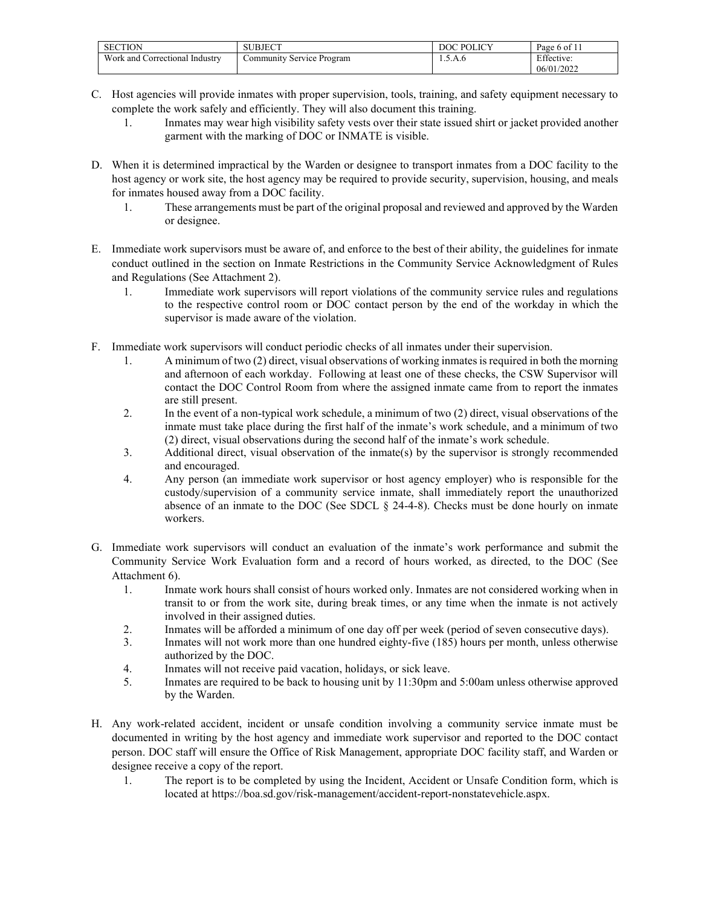C. Host agencies will provide inmates with proper supervision, tools, training, and safety equipment necessary to complete the work safely and efficiently. They will also document this training.
   1. Inmates may wear high visibility safety vests over their state issued shirt or jacket provided another garment with the marking of DOC or INMATE is visible.

D. When it is determined impractical by the Warden or designee to transport inmates from a DOC facility to the host agency or work site, the host agency may be required to provide security, supervision, housing, and meals for inmates housed away from a DOC facility.
   1. These arrangements must be part of the original proposal and reviewed and approved by the Warden or designee.

E. Immediate work supervisors must be aware of, and enforce to the best of their ability, the guidelines for inmate conduct outlined in the section on Inmate Restrictions in the Community Service Acknowledgment of Rules and Regulations (See Attachment 2).
   1. Immediate work supervisors will report violations of the community service rules and regulations to the respective control room or DOC contact person by the end of the workday in which the supervisor is made aware of the violation.

F. Immediate work supervisors will conduct periodic checks of all inmates under their supervision.
   1. A minimum of two (2) direct, visual observations of working inmates is required in both the morning and afternoon of each workday. Following at least one of these checks, the CSW Supervisor will contact the DOC Control Room from where the assigned inmate came from to report the inmates are still present.
   2. In the event of a non-typical work schedule, a minimum of two (2) direct, visual observations of the inmate must take place during the first half of the inmate's work schedule, and a minimum of two (2) direct, visual observations during the second half of the inmate's work schedule.
   3. Additional direct, visual observation of the inmate(s) by the supervisor is strongly recommended and encouraged.
   4. Any person (an immediate work supervisor or host agency employer) who is responsible for the custody/supervision of a community service inmate, shall immediately report the unauthorized absence of an inmate to the DOC (See SDCL § 24-4-8). Checks must be done hourly on inmate workers.

G. Immediate work supervisors will conduct an evaluation of the inmate's work performance and submit the Community Service Work Evaluation form and a record of hours worked, as directed, to the DOC (See Attachment 6).
   1. Inmate work hours shall consist of hours worked only. Inmates are not considered working when in transit to or from the work site, during break times, or any time when the inmate is not actively involved in their assigned duties.
   2. Inmates will be afforded a minimum of one day off per week (period of seven consecutive days).
   3. Inmates will not work more than one hundred eighty-five (185) hours per month, unless otherwise authorized by the DOC.
   4. Inmates will not receive paid vacation, holidays, or sick leave.
   5. Inmates are required to be back to housing unit by 11:30pm and 5:00am unless otherwise approved by the Warden.

H. Any work-related accident, incident or unsafe condition involving a community service inmate must be documented in writing by the host agency and immediate work supervisor and reported to the DOC contact person. DOC staff will ensure the Office of Risk Management, appropriate DOC facility staff, and Warden or designee receive a copy of the report.
   1. The report is to be completed by using the Incident, Accident or Unsafe Condition form, which is located at https://boa.sd.gov/risk-management/accident-report-nonstatevehicle.aspx.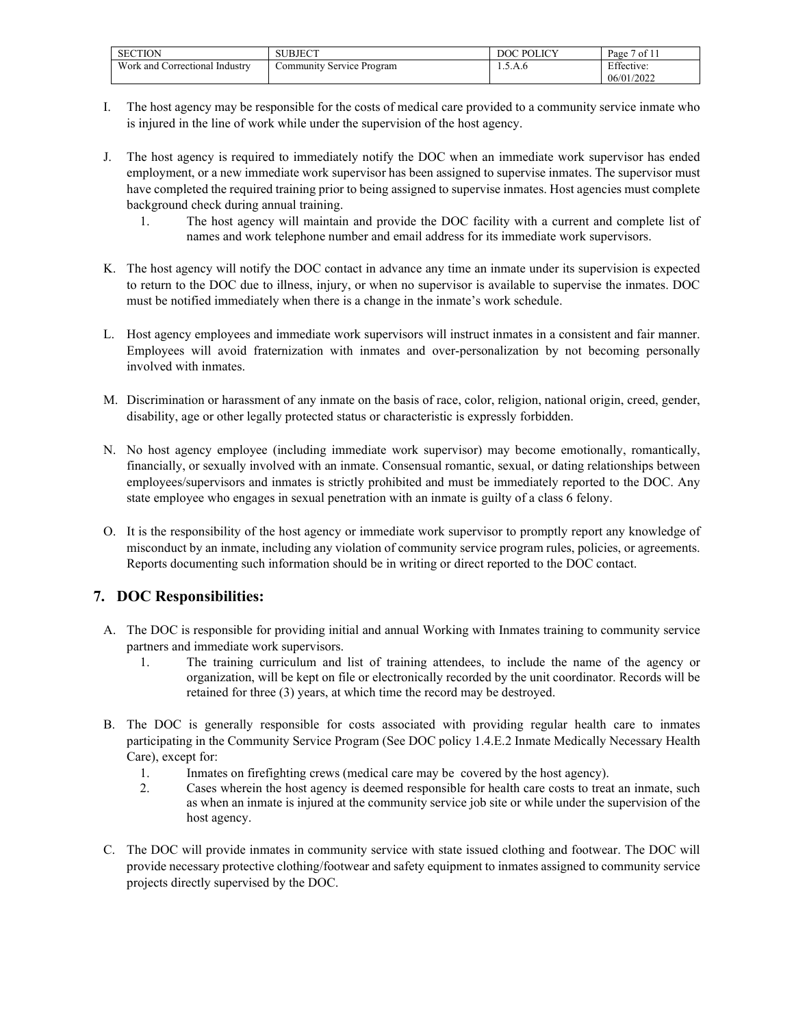I. The host agency may be responsible for the costs of medical care provided to a community service inmate who is injured in the line of work while under the supervision of the host agency.

J. The host agency is required to immediately notify the DOC when an immediate work supervisor has ended employment, or a new immediate work supervisor has been assigned to supervise inmates. The supervisor must have completed the required training prior to being assigned to supervise inmates. Host agencies must complete background check during annual training.

   1. The host agency will maintain and provide the DOC facility with a current and complete list of names and work telephone number and email address for its immediate work supervisors.

K. The host agency will notify the DOC contact in advance any time an inmate under its supervision is expected to return to the DOC due to illness, injury, or when no supervisor is available to supervise the inmates. DOC must be notified immediately when there is a change in the inmate's work schedule.

L. Host agency employees and immediate work supervisors will instruct inmates in a consistent and fair manner. Employees will avoid fraternization with inmates and over-personalization by not becoming personally involved with inmates.

M. Discrimination or harassment of any inmate on the basis of race, color, religion, national origin, creed, gender, disability, age or other legally protected status or characteristic is expressly forbidden.

N. No host agency employee (including immediate work supervisor) may become emotionally, romantically, financially, or sexually involved with an inmate. Consensual romantic, sexual, or dating relationships between employees/supervisors and inmates is strictly prohibited and must be immediately reported to the DOC. Any state employee who engages in sexual penetration with an inmate is guilty of a class 6 felony.

O. It is the responsibility of the host agency or immediate work supervisor to promptly report any knowledge of misconduct by an inmate, including any violation of community service program rules, policies, or agreements. Reports documenting such information should be in writing or direct reported to the DOC contact.

## 7. DOC Responsibilities:

A. The DOC is responsible for providing initial and annual Working with Inmates training to community service partners and immediate work supervisors.

   1. The training curriculum and list of training attendees, to include the name of the agency or organization, will be kept on file or electronically recorded by the unit coordinator. Records will be retained for three (3) years, at which time the record may be destroyed.

B. The DOC is generally responsible for costs associated with providing regular health care to inmates participating in the Community Service Program (See DOC policy 1.4.E.2 Inmate Medically Necessary Health Care), except for:

   1. Inmates on firefighting crews (medical care may be covered by the host agency).
   2. Cases wherein the host agency is deemed responsible for health care costs to treat an inmate, such as when an inmate is injured at the community service job site or while under the supervision of the host agency.

C. The DOC will provide inmates in community service with state issued clothing and footwear. The DOC will provide necessary protective clothing/footwear and safety equipment to inmates assigned to community service projects directly supervised by the DOC.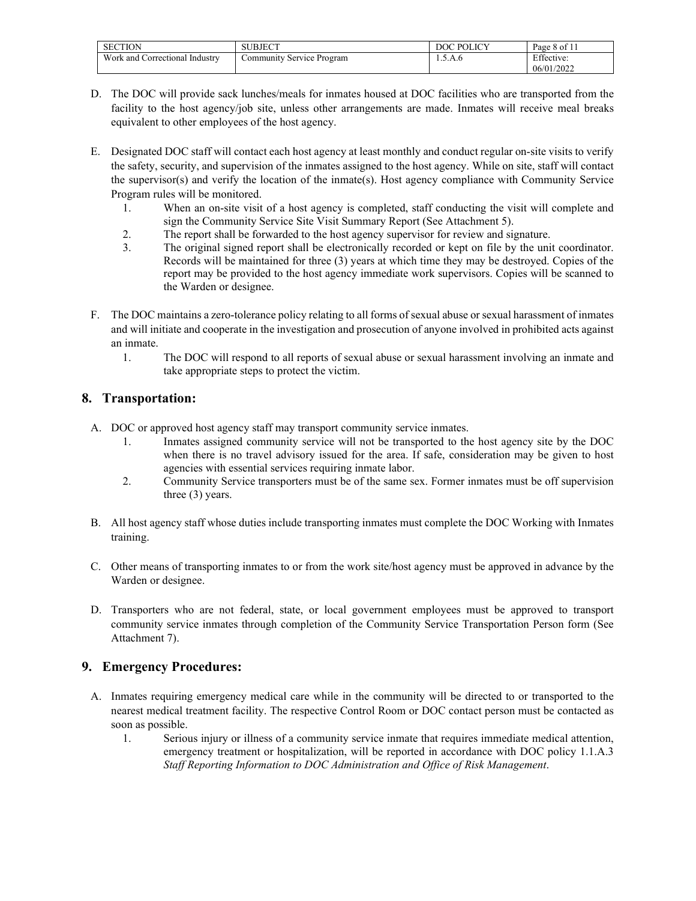D. The DOC will provide sack lunches/meals for inmates housed at DOC facilities who are transported from the facility to the host agency/job site, unless other arrangements are made. Inmates will receive meal breaks equivalent to other employees of the host agency.

E. Designated DOC staff will contact each host agency at least monthly and conduct regular on-site visits to verify the safety, security, and supervision of the inmates assigned to the host agency. While on site, staff will contact the supervisor(s) and verify the location of the inmate(s). Host agency compliance with Community Service Program rules will be monitored.
   1. When an on-site visit of a host agency is completed, staff conducting the visit will complete and sign the Community Service Site Visit Summary Report (See Attachment 5).
   2. The report shall be forwarded to the host agency supervisor for review and signature.
   3. The original signed report shall be electronically recorded or kept on file by the unit coordinator. Records will be maintained for three (3) years at which time they may be destroyed. Copies of the report may be provided to the host agency immediate work supervisors. Copies will be scanned to the Warden or designee.

F. The DOC maintains a zero-tolerance policy relating to all forms of sexual abuse or sexual harassment of inmates and will initiate and cooperate in the investigation and prosecution of anyone involved in prohibited acts against an inmate.
   1. The DOC will respond to all reports of sexual abuse or sexual harassment involving an inmate and take appropriate steps to protect the victim.

## 8. Transportation:

A. DOC or approved host agency staff may transport community service inmates.
   1. Inmates assigned community service will not be transported to the host agency site by the DOC when there is no travel advisory issued for the area. If safe, consideration may be given to host agencies with essential services requiring inmate labor.
   2. Community Service transporters must be of the same sex. Former inmates must be off supervision three (3) years.

B. All host agency staff whose duties include transporting inmates must complete the DOC Working with Inmates training.

C. Other means of transporting inmates to or from the work site/host agency must be approved in advance by the Warden or designee.

D. Transporters who are not federal, state, or local government employees must be approved to transport community service inmates through completion of the Community Service Transportation Person form (See Attachment 7).

## 9. Emergency Procedures:

A. Inmates requiring emergency medical care while in the community will be directed to or transported to the nearest medical treatment facility. The respective Control Room or DOC contact person must be contacted as soon as possible.
   1. Serious injury or illness of a community service inmate that requires immediate medical attention, emergency treatment or hospitalization, will be reported in accordance with DOC policy 1.1.A.3 *Staff Reporting Information to DOC Administration and Office of Risk Management*.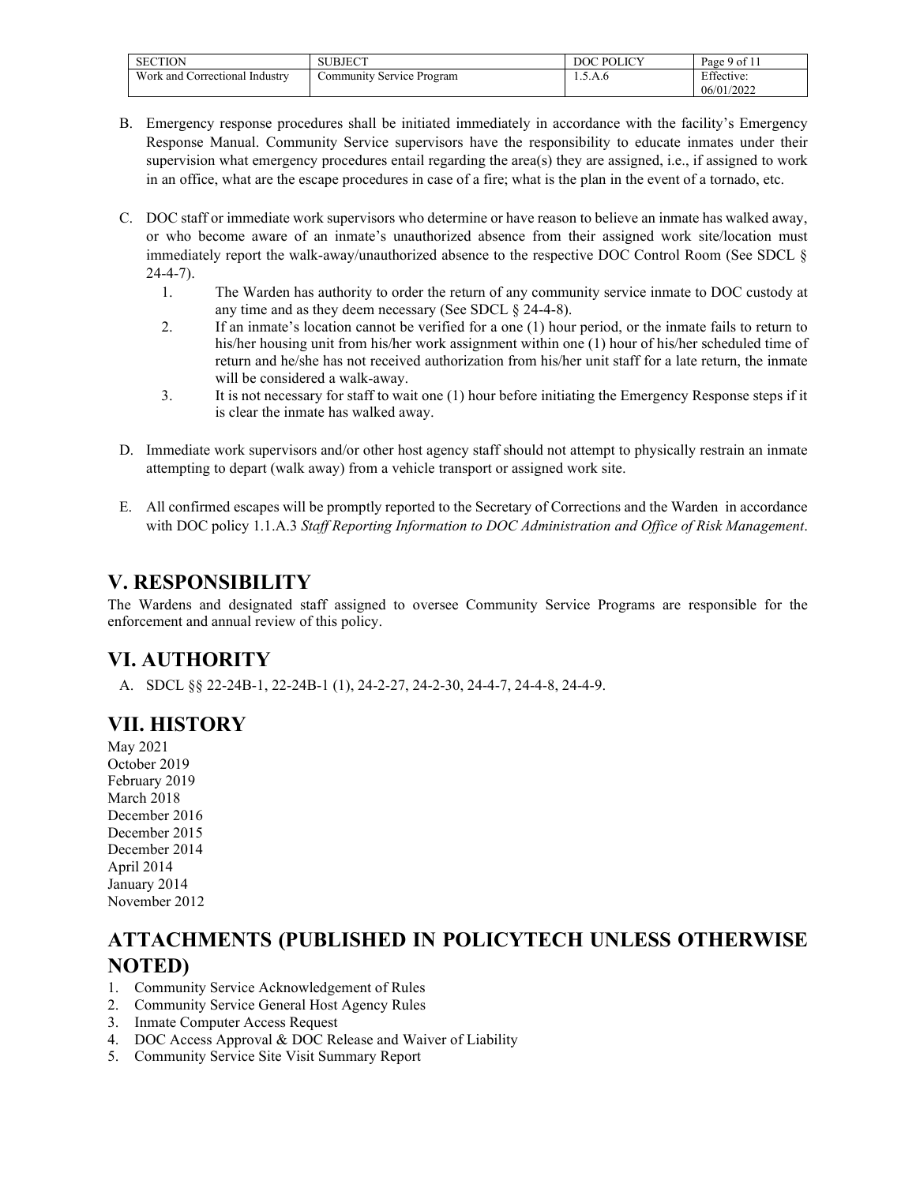B. Emergency response procedures shall be initiated immediately in accordance with the facility's Emergency Response Manual. Community Service supervisors have the responsibility to educate inmates under their supervision what emergency procedures entail regarding the area(s) they are assigned, i.e., if assigned to work in an office, what are the escape procedures in case of a fire; what is the plan in the event of a tornado, etc.

C. DOC staff or immediate work supervisors who determine or have reason to believe an inmate has walked away, or who become aware of an inmate's unauthorized absence from their assigned work site/location must immediately report the walk-away/unauthorized absence to the respective DOC Control Room (See SDCL § 24-4-7).

   1. The Warden has authority to order the return of any community service inmate to DOC custody at any time and as they deem necessary (See SDCL § 24-4-8).
   2. If an inmate's location cannot be verified for a one (1) hour period, or the inmate fails to return to his/her housing unit from his/her work assignment within one (1) hour of his/her scheduled time of return and he/she has not received authorization from his/her unit staff for a late return, the inmate will be considered a walk-away.
   3. It is not necessary for staff to wait one (1) hour before initiating the Emergency Response steps if it is clear the inmate has walked away.

D. Immediate work supervisors and/or other host agency staff should not attempt to physically restrain an inmate attempting to depart (walk away) from a vehicle transport or assigned work site.

E. All confirmed escapes will be promptly reported to the Secretary of Corrections and the Warden in accordance with DOC policy 1.1.A.3 *Staff Reporting Information to DOC Administration and Office of Risk Management*.

## V. RESPONSIBILITY

The Wardens and designated staff assigned to oversee Community Service Programs are responsible for the enforcement and annual review of this policy.

## VI. AUTHORITY

A. SDCL §§ 22-24B-1, 22-24B-1 (1), 24-2-27, 24-2-30, 24-4-7, 24-4-8, 24-4-9.

## VII. HISTORY

May 2021
October 2019
February 2019
March 2018
December 2016
December 2015
December 2014
April 2014
January 2014
November 2012

## ATTACHMENTS (PUBLISHED IN POLICYTECH UNLESS OTHERWISE NOTED)

1. Community Service Acknowledgement of Rules
2. Community Service General Host Agency Rules
3. Inmate Computer Access Request
4. DOC Access Approval & DOC Release and Waiver of Liability
5. Community Service Site Visit Summary Report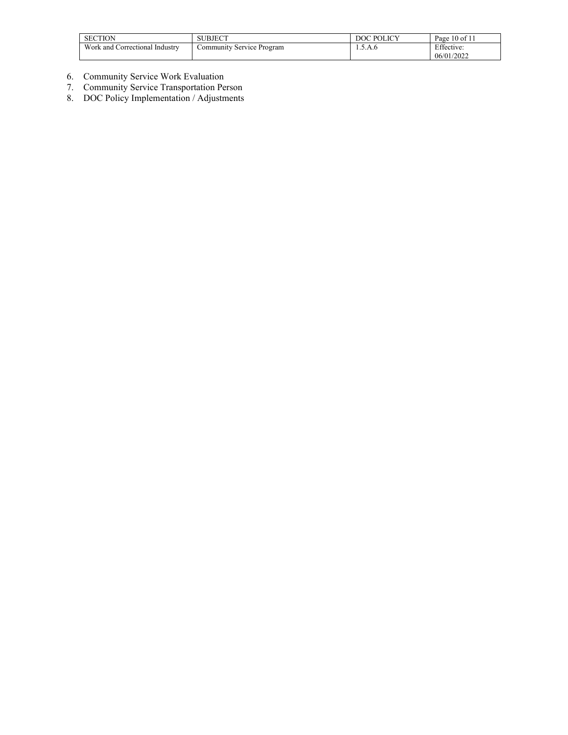6. Community Service Work Evaluation
7. Community Service Transportation Person
8. DOC Policy Implementation / Adjustments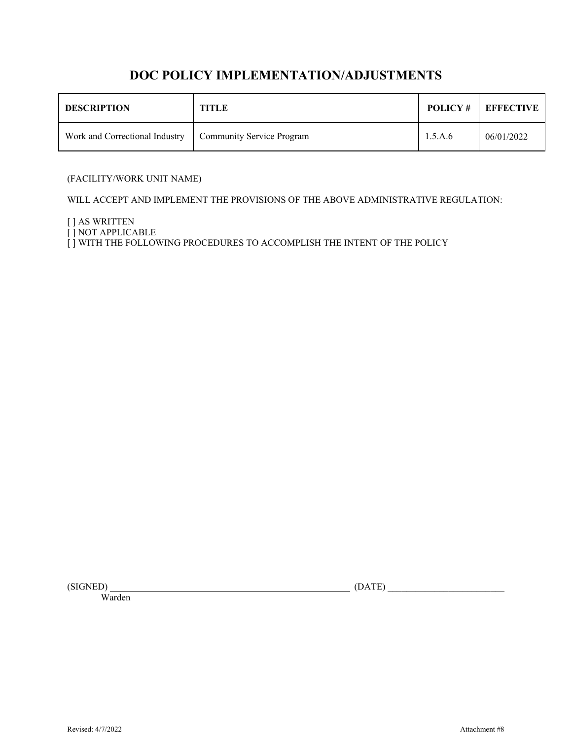# DOC POLICY IMPLEMENTATION/ADJUSTMENTS

| DESCRIPTION | TITLE | POLICY # | EFFECTIVE |
|---|---|---|---|
| Work and Correctional Industry | Community Service Program | 1.5.A.6 | 06/01/2022 |

(FACILITY/WORK UNIT NAME)

WILL ACCEPT AND IMPLEMENT THE PROVISIONS OF THE ABOVE ADMINISTRATIVE REGULATION:

[ ] AS WRITTEN
[ ] NOT APPLICABLE
[ ] WITH THE FOLLOWING PROCEDURES TO ACCOMPLISH THE INTENT OF THE POLICY

(SIGNED) ____________________________________________ (DATE) ________________________
Warden

Revised: 4/7/2022

Attachment #8